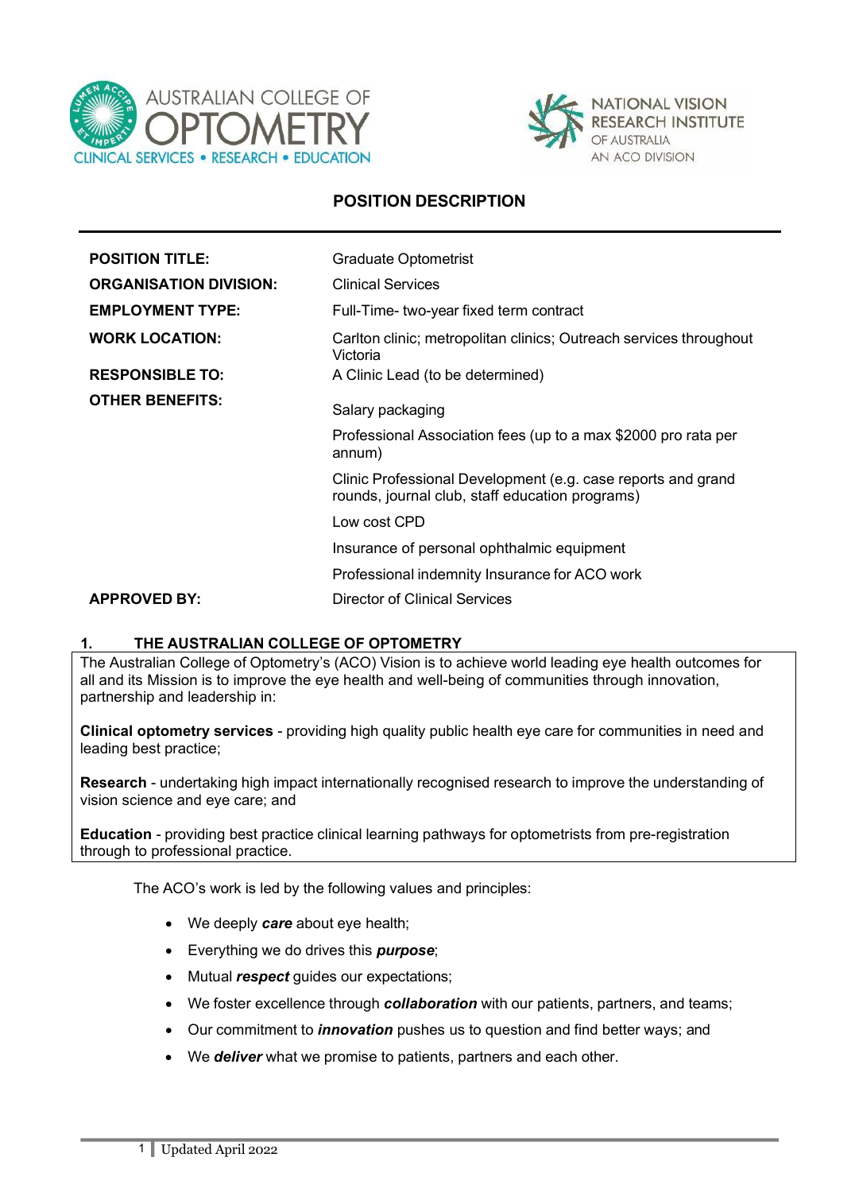# POSITION DESCRIPTION

| | |
|---|---|
| **POSITION TITLE:** | Graduate Optometrist |
| **ORGANISATION DIVISION:** | Clinical Services |
| **EMPLOYMENT TYPE:** | Full-Time- two-year fixed term contract |
| **WORK LOCATION:** | Carlton clinic; metropolitan clinics; Outreach services throughout Victoria |
| **RESPONSIBLE TO:** | A Clinic Lead (to be determined) |
| **OTHER BENEFITS:** | Salary packaging<br>Professional Association fees (up to a max $2000 pro rata per annum)<br>Clinic Professional Development (e.g. case reports and grand rounds, journal club, staff education programs)<br>Low cost CPD<br>Insurance of personal ophthalmic equipment<br>Professional indemnity Insurance for ACO work |
| **APPROVED BY:** | Director of Clinical Services |

## 1. THE AUSTRALIAN COLLEGE OF OPTOMETRY

The Australian College of Optometry's (ACO) Vision is to achieve world leading eye health outcomes for all and its Mission is to improve the eye health and well-being of communities through innovation, partnership and leadership in:

**Clinical optometry services** - providing high quality public health eye care for communities in need and leading best practice;

**Research** - undertaking high impact internationally recognised research to improve the understanding of vision science and eye care; and

**Education** - providing best practice clinical learning pathways for optometrists from pre-registration through to professional practice.

The ACO's work is led by the following values and principles:

- We deeply ***care*** about eye health;
- Everything we do drives this ***purpose***;
- Mutual ***respect*** guides our expectations;
- We foster excellence through ***collaboration*** with our patients, partners, and teams;
- Our commitment to ***innovation*** pushes us to question and find better ways; and
- We ***deliver*** what we promise to patients, partners and each other.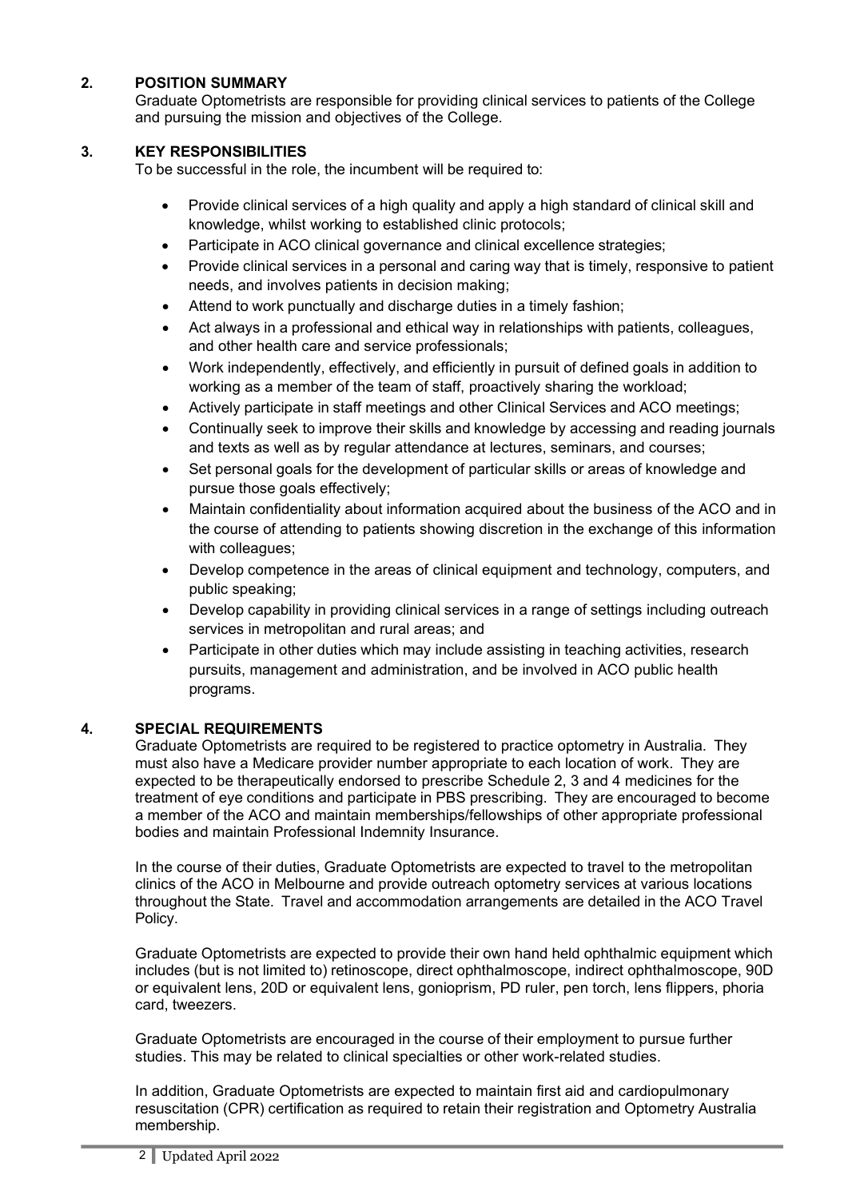## 2. POSITION SUMMARY

Graduate Optometrists are responsible for providing clinical services to patients of the College and pursuing the mission and objectives of the College.

## 3. KEY RESPONSIBILITIES

To be successful in the role, the incumbent will be required to:

- Provide clinical services of a high quality and apply a high standard of clinical skill and knowledge, whilst working to established clinic protocols;
- Participate in ACO clinical governance and clinical excellence strategies;
- Provide clinical services in a personal and caring way that is timely, responsive to patient needs, and involves patients in decision making;
- Attend to work punctually and discharge duties in a timely fashion;
- Act always in a professional and ethical way in relationships with patients, colleagues, and other health care and service professionals;
- Work independently, effectively, and efficiently in pursuit of defined goals in addition to working as a member of the team of staff, proactively sharing the workload;
- Actively participate in staff meetings and other Clinical Services and ACO meetings;
- Continually seek to improve their skills and knowledge by accessing and reading journals and texts as well as by regular attendance at lectures, seminars, and courses;
- Set personal goals for the development of particular skills or areas of knowledge and pursue those goals effectively;
- Maintain confidentiality about information acquired about the business of the ACO and in the course of attending to patients showing discretion in the exchange of this information with colleagues;
- Develop competence in the areas of clinical equipment and technology, computers, and public speaking;
- Develop capability in providing clinical services in a range of settings including outreach services in metropolitan and rural areas; and
- Participate in other duties which may include assisting in teaching activities, research pursuits, management and administration, and be involved in ACO public health programs.

## 4. SPECIAL REQUIREMENTS

Graduate Optometrists are required to be registered to practice optometry in Australia. They must also have a Medicare provider number appropriate to each location of work. They are expected to be therapeutically endorsed to prescribe Schedule 2, 3 and 4 medicines for the treatment of eye conditions and participate in PBS prescribing. They are encouraged to become a member of the ACO and maintain memberships/fellowships of other appropriate professional bodies and maintain Professional Indemnity Insurance.

In the course of their duties, Graduate Optometrists are expected to travel to the metropolitan clinics of the ACO in Melbourne and provide outreach optometry services at various locations throughout the State. Travel and accommodation arrangements are detailed in the ACO Travel Policy.

Graduate Optometrists are expected to provide their own hand held ophthalmic equipment which includes (but is not limited to) retinoscope, direct ophthalmoscope, indirect ophthalmoscope, 90D or equivalent lens, 20D or equivalent lens, gonioprism, PD ruler, pen torch, lens flippers, phoria card, tweezers.

Graduate Optometrists are encouraged in the course of their employment to pursue further studies. This may be related to clinical specialties or other work-related studies.

In addition, Graduate Optometrists are expected to maintain first aid and cardiopulmonary resuscitation (CPR) certification as required to retain their registration and Optometry Australia membership.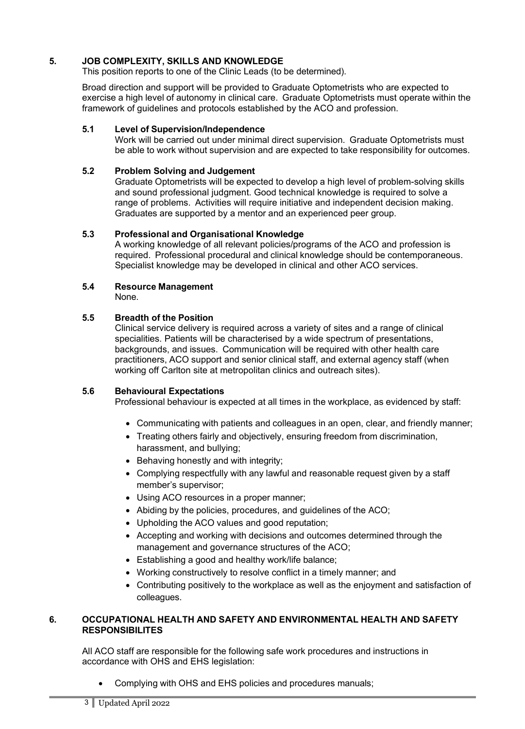## 5. JOB COMPLEXITY, SKILLS AND KNOWLEDGE

This position reports to one of the Clinic Leads (to be determined).

Broad direction and support will be provided to Graduate Optometrists who are expected to exercise a high level of autonomy in clinical care. Graduate Optometrists must operate within the framework of guidelines and protocols established by the ACO and profession.

### 5.1 Level of Supervision/Independence

Work will be carried out under minimal direct supervision. Graduate Optometrists must be able to work without supervision and are expected to take responsibility for outcomes.

### 5.2 Problem Solving and Judgement

Graduate Optometrists will be expected to develop a high level of problem-solving skills and sound professional judgment. Good technical knowledge is required to solve a range of problems. Activities will require initiative and independent decision making. Graduates are supported by a mentor and an experienced peer group.

### 5.3 Professional and Organisational Knowledge

A working knowledge of all relevant policies/programs of the ACO and profession is required. Professional procedural and clinical knowledge should be contemporaneous. Specialist knowledge may be developed in clinical and other ACO services.

### 5.4 Resource Management

None.

### 5.5 Breadth of the Position

Clinical service delivery is required across a variety of sites and a range of clinical specialities. Patients will be characterised by a wide spectrum of presentations, backgrounds, and issues. Communication will be required with other health care practitioners, ACO support and senior clinical staff, and external agency staff (when working off Carlton site at metropolitan clinics and outreach sites).

### 5.6 Behavioural Expectations

Professional behaviour is expected at all times in the workplace, as evidenced by staff:

- Communicating with patients and colleagues in an open, clear, and friendly manner;
- Treating others fairly and objectively, ensuring freedom from discrimination, harassment, and bullying;
- Behaving honestly and with integrity;
- Complying respectfully with any lawful and reasonable request given by a staff member's supervisor;
- Using ACO resources in a proper manner;
- Abiding by the policies, procedures, and guidelines of the ACO;
- Upholding the ACO values and good reputation;
- Accepting and working with decisions and outcomes determined through the management and governance structures of the ACO;
- Establishing a good and healthy work/life balance;
- Working constructively to resolve conflict in a timely manner; and
- Contributing positively to the workplace as well as the enjoyment and satisfaction of colleagues.

## 6. OCCUPATIONAL HEALTH AND SAFETY AND ENVIRONMENTAL HEALTH AND SAFETY RESPONSIBILITES

All ACO staff are responsible for the following safe work procedures and instructions in accordance with OHS and EHS legislation:

- Complying with OHS and EHS policies and procedures manuals;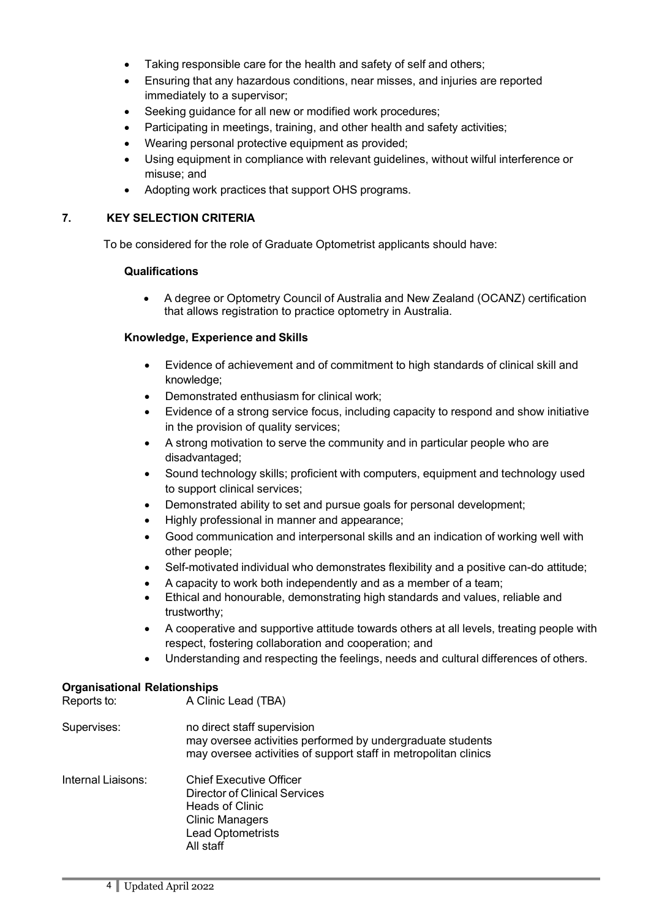- Taking responsible care for the health and safety of self and others;
- Ensuring that any hazardous conditions, near misses, and injuries are reported immediately to a supervisor;
- Seeking guidance for all new or modified work procedures;
- Participating in meetings, training, and other health and safety activities;
- Wearing personal protective equipment as provided;
- Using equipment in compliance with relevant guidelines, without wilful interference or misuse; and
- Adopting work practices that support OHS programs.

## 7. KEY SELECTION CRITERIA

To be considered for the role of Graduate Optometrist applicants should have:

### Qualifications

- A degree or Optometry Council of Australia and New Zealand (OCANZ) certification that allows registration to practice optometry in Australia.

### Knowledge, Experience and Skills

- Evidence of achievement and of commitment to high standards of clinical skill and knowledge;
- Demonstrated enthusiasm for clinical work;
- Evidence of a strong service focus, including capacity to respond and show initiative in the provision of quality services;
- A strong motivation to serve the community and in particular people who are disadvantaged;
- Sound technology skills; proficient with computers, equipment and technology used to support clinical services;
- Demonstrated ability to set and pursue goals for personal development;
- Highly professional in manner and appearance;
- Good communication and interpersonal skills and an indication of working well with other people;
- Self-motivated individual who demonstrates flexibility and a positive can-do attitude;
- A capacity to work both independently and as a member of a team;
- Ethical and honourable, demonstrating high standards and values, reliable and trustworthy;
- A cooperative and supportive attitude towards others at all levels, treating people with respect, fostering collaboration and cooperation; and
- Understanding and respecting the feelings, needs and cultural differences of others.

### Organisational Relationships

| | |
|---|---|
| Reports to: | A Clinic Lead (TBA) |
| Supervises: | no direct staff supervision<br>may oversee activities performed by undergraduate students<br>may oversee activities of support staff in metropolitan clinics |
| Internal Liaisons: | Chief Executive Officer<br>Director of Clinical Services<br>Heads of Clinic<br>Clinic Managers<br>Lead Optometrists<br>All staff |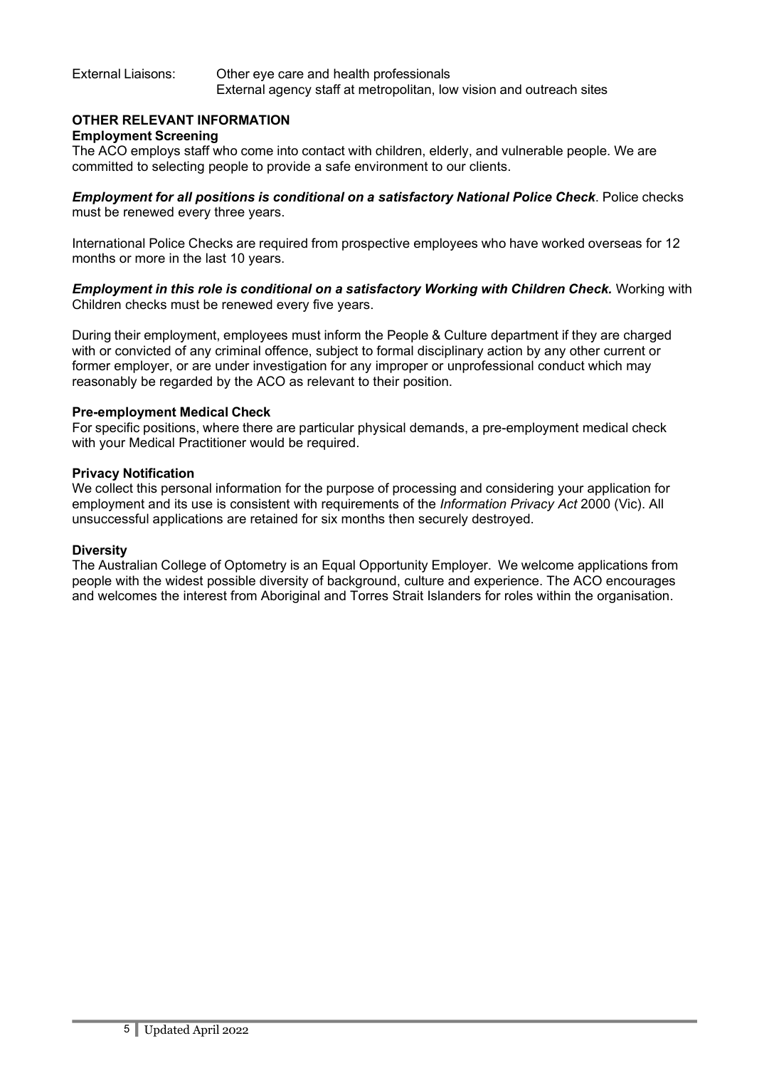External Liaisons: Other eye care and health professionals
External agency staff at metropolitan, low vision and outreach sites

## OTHER RELEVANT INFORMATION

### Employment Screening

The ACO employs staff who come into contact with children, elderly, and vulnerable people. We are committed to selecting people to provide a safe environment to our clients.

***Employment for all positions is conditional on a satisfactory National Police Check***. Police checks must be renewed every three years.

International Police Checks are required from prospective employees who have worked overseas for 12 months or more in the last 10 years.

***Employment in this role is conditional on a satisfactory Working with Children Check.*** Working with Children checks must be renewed every five years.

During their employment, employees must inform the People & Culture department if they are charged with or convicted of any criminal offence, subject to formal disciplinary action by any other current or former employer, or are under investigation for any improper or unprofessional conduct which may reasonably be regarded by the ACO as relevant to their position.

### Pre-employment Medical Check

For specific positions, where there are particular physical demands, a pre-employment medical check with your Medical Practitioner would be required.

### Privacy Notification

We collect this personal information for the purpose of processing and considering your application for employment and its use is consistent with requirements of the *Information Privacy Act* 2000 (Vic). All unsuccessful applications are retained for six months then securely destroyed.

### Diversity

The Australian College of Optometry is an Equal Opportunity Employer. We welcome applications from people with the widest possible diversity of background, culture and experience. The ACO encourages and welcomes the interest from Aboriginal and Torres Strait Islanders for roles within the organisation.